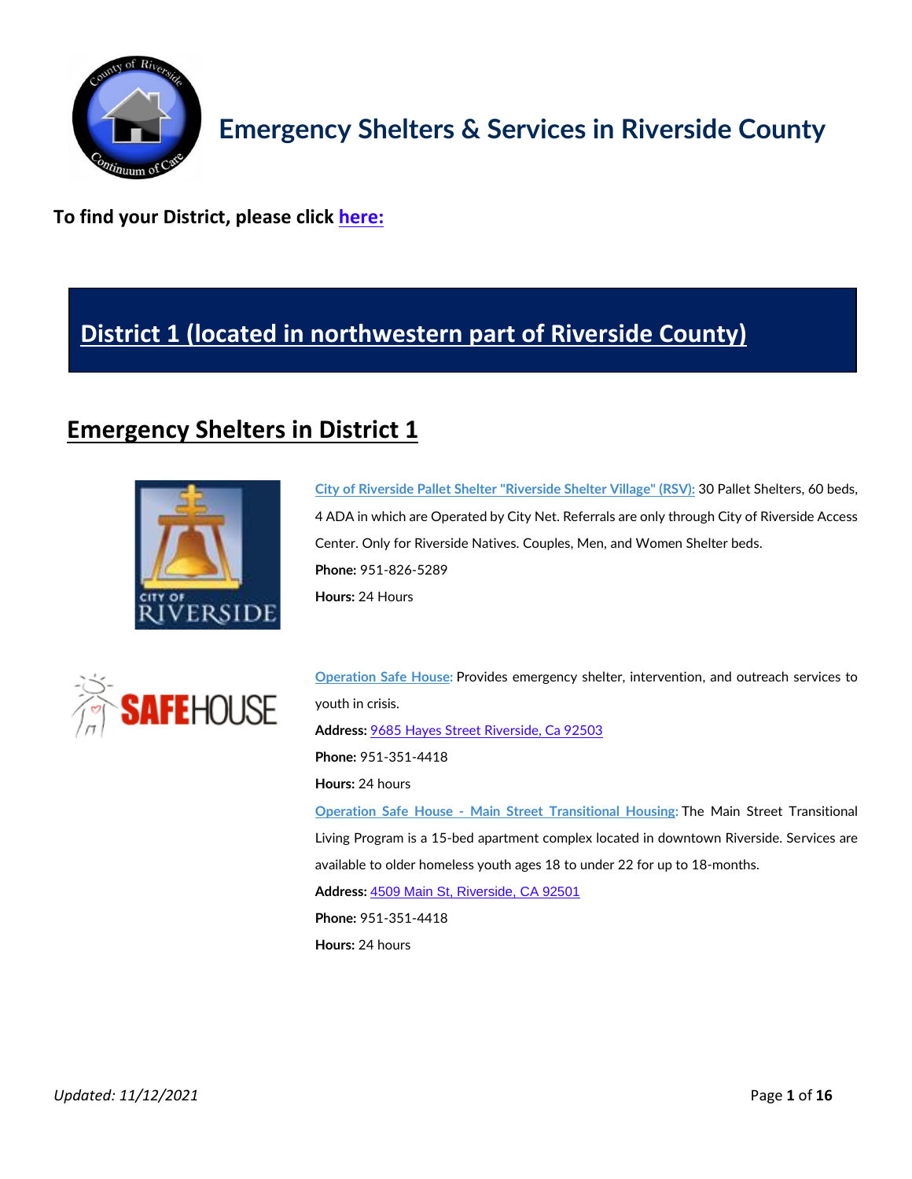# Emergency Shelters & Services in Riverside County

**To find your District, please click here:**

# District 1 (located in northwestern part of Riverside County)

## Emergency Shelters in District 1

City of Riverside Pallet Shelter "Riverside Shelter Village" (RSV): 30 Pallet Shelters, 60 beds, 4 ADA in which are Operated by City Net. Referrals are only through City of Riverside Access Center. Only for Riverside Natives. Couples, Men, and Women Shelter beds.

**Phone:** 951-826-5289

**Hours:** 24 Hours

Operation Safe House: Provides emergency shelter, intervention, and outreach services to youth in crisis.

**Address:** 9685 Hayes Street Riverside, Ca 92503

**Phone:** 951-351-4418

**Hours:** 24 hours

Operation Safe House - Main Street Transitional Housing: The Main Street Transitional Living Program is a 15-bed apartment complex located in downtown Riverside. Services are available to older homeless youth ages 18 to under 22 for up to 18-months.

**Address:** 4509 Main St, Riverside, CA 92501

**Phone:** 951-351-4418

**Hours:** 24 hours

*Updated: 11/12/2021*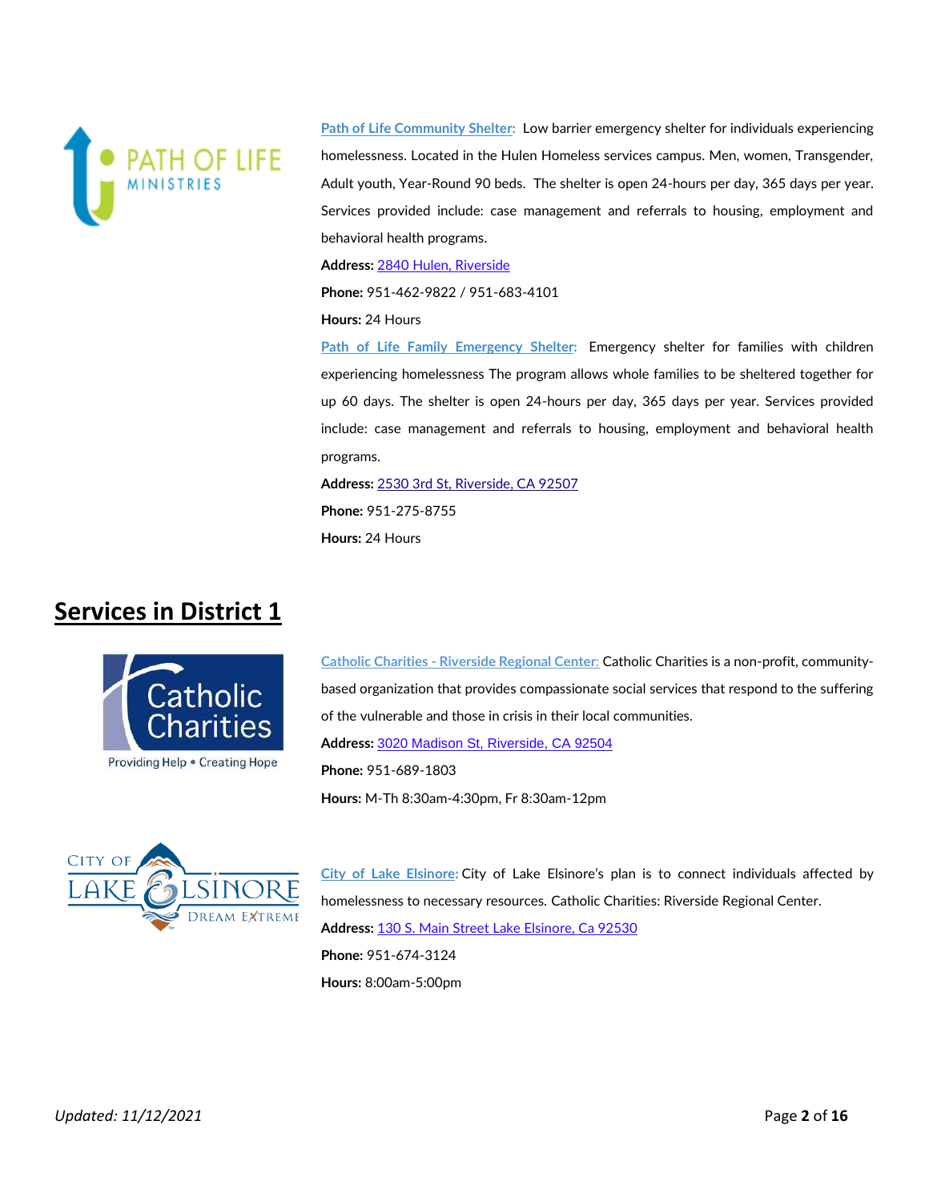**Path of Life Community Shelter:** Low barrier emergency shelter for individuals experiencing homelessness. Located in the Hulen Homeless services campus. Men, women, Transgender, Adult youth, Year-Round 90 beds. The shelter is open 24-hours per day, 365 days per year. Services provided include: case management and referrals to housing, employment and behavioral health programs.

**Address:** 2840 Hulen, Riverside

**Phone:** 951-462-9822 / 951-683-4101

**Hours:** 24 Hours

**Path of Life Family Emergency Shelter:** Emergency shelter for families with children experiencing homelessness The program allows whole families to be sheltered together for up 60 days. The shelter is open 24-hours per day, 365 days per year. Services provided include: case management and referrals to housing, employment and behavioral health programs.

**Address:** 2530 3rd St, Riverside, CA 92507

**Phone:** 951-275-8755

**Hours:** 24 Hours

## Services in District 1

**Catholic Charities - Riverside Regional Center:** Catholic Charities is a non-profit, community-based organization that provides compassionate social services that respond to the suffering of the vulnerable and those in crisis in their local communities.

**Address:** 3020 Madison St, Riverside, CA 92504

**Phone:** 951-689-1803

**Hours:** M-Th 8:30am-4:30pm, Fr 8:30am-12pm

**City of Lake Elsinore:** City of Lake Elsinore's plan is to connect individuals affected by homelessness to necessary resources. Catholic Charities: Riverside Regional Center.

**Address:** 130 S. Main Street Lake Elsinore, Ca 92530

**Phone:** 951-674-3124

**Hours:** 8:00am-5:00pm

*Updated: 11/12/2021*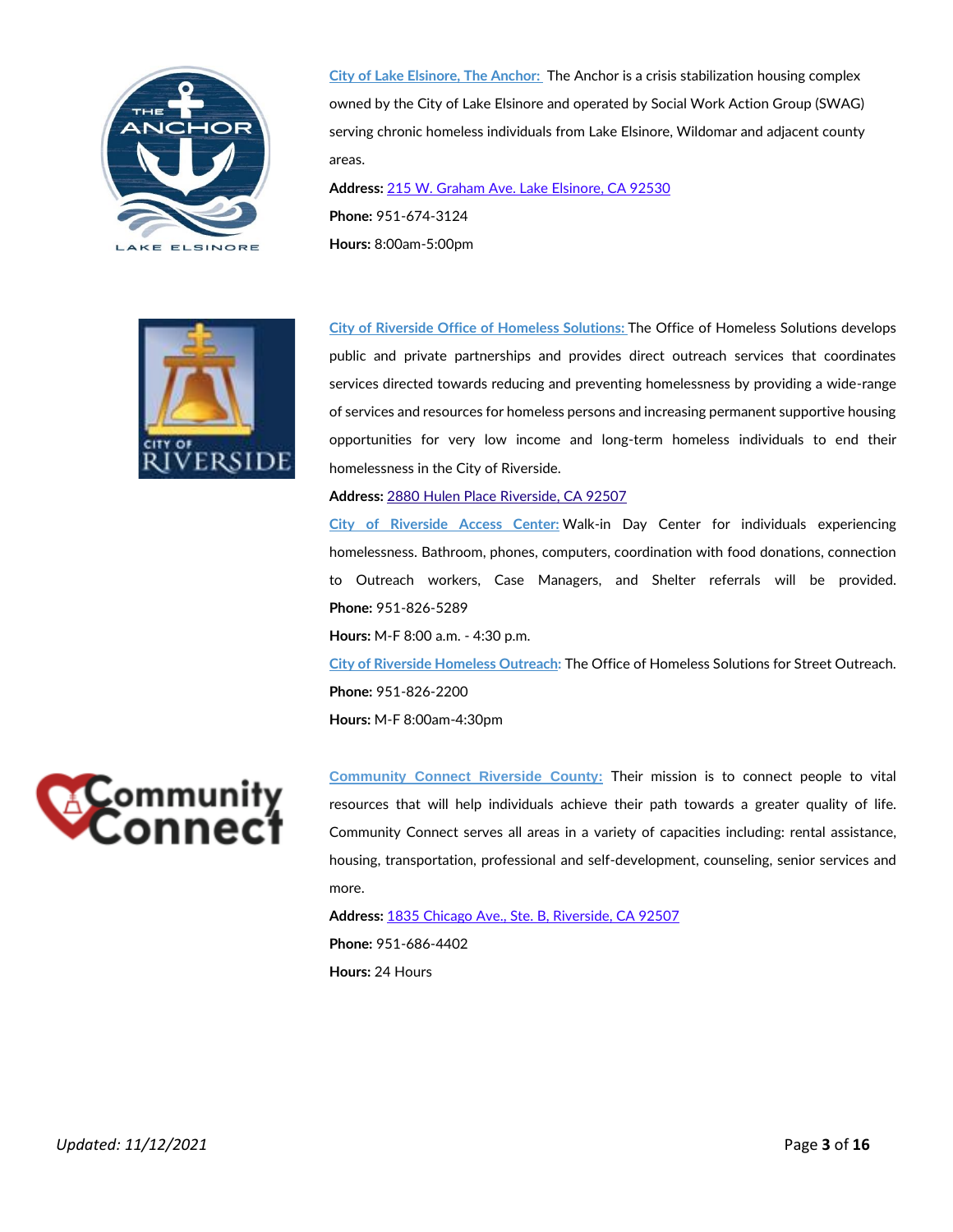**City of Lake Elsinore, The Anchor:** The Anchor is a crisis stabilization housing complex owned by the City of Lake Elsinore and operated by Social Work Action Group (SWAG) serving chronic homeless individuals from Lake Elsinore, Wildomar and adjacent county areas.

**Address:** 215 W. Graham Ave. Lake Elsinore, CA 92530

**Phone:** 951-674-3124

**Hours:** 8:00am-5:00pm

**City of Riverside Office of Homeless Solutions:** The Office of Homeless Solutions develops public and private partnerships and provides direct outreach services that coordinates services directed towards reducing and preventing homelessness by providing a wide-range of services and resources for homeless persons and increasing permanent supportive housing opportunities for very low income and long-term homeless individuals to end their homelessness in the City of Riverside.

**Address:** 2880 Hulen Place Riverside, CA 92507

**City of Riverside Access Center:** Walk-in Day Center for individuals experiencing homelessness. Bathroom, phones, computers, coordination with food donations, connection to Outreach workers, Case Managers, and Shelter referrals will be provided.

**Phone:** 951-826-5289

**Hours:** M-F 8:00 a.m. - 4:30 p.m.

**City of Riverside Homeless Outreach:** The Office of Homeless Solutions for Street Outreach.

**Phone:** 951-826-2200

**Hours:** M-F 8:00am-4:30pm

**Community Connect Riverside County:** Their mission is to connect people to vital resources that will help individuals achieve their path towards a greater quality of life. Community Connect serves all areas in a variety of capacities including: rental assistance, housing, transportation, professional and self-development, counseling, senior services and more.

**Address:** 1835 Chicago Ave., Ste. B, Riverside, CA 92507

**Phone:** 951-686-4402

**Hours:** 24 Hours

*Updated: 11/12/2021*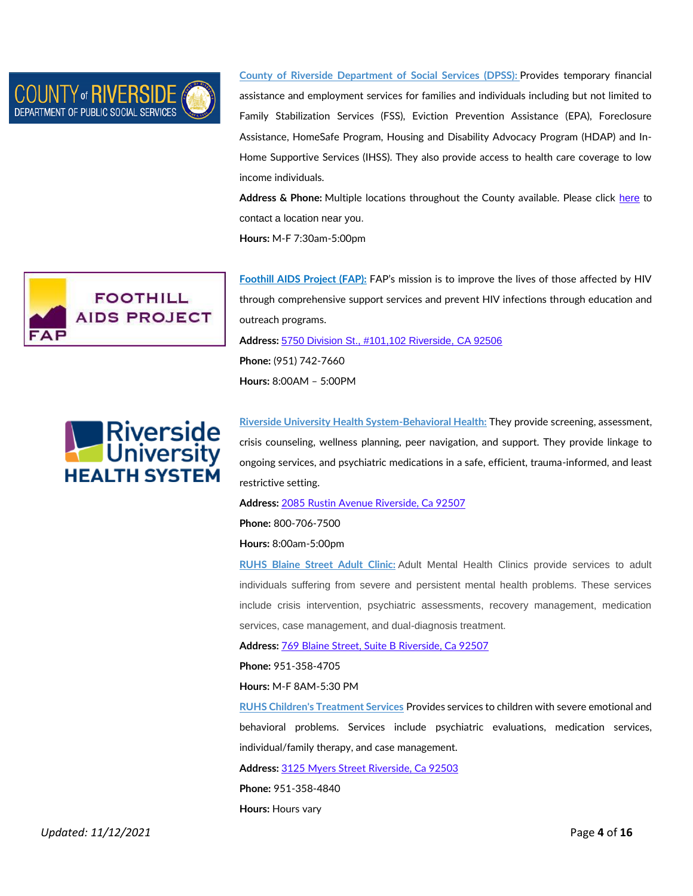**County of Riverside Department of Social Services (DPSS):** Provides temporary financial assistance and employment services for families and individuals including but not limited to Family Stabilization Services (FSS), Eviction Prevention Assistance (EPA), Foreclosure Assistance, HomeSafe Program, Housing and Disability Advocacy Program (HDAP) and In-Home Supportive Services (IHSS). They also provide access to health care coverage to low income individuals.

**Address & Phone:** Multiple locations throughout the County available. Please click here to contact a location near you.

**Hours:** M-F 7:30am-5:00pm

**Foothill AIDS Project (FAP):** FAP's mission is to improve the lives of those affected by HIV through comprehensive support services and prevent HIV infections through education and outreach programs.

**Address:** 5750 Division St., #101,102 Riverside, CA 92506

**Phone:** (951) 742-7660

**Hours:** 8:00AM – 5:00PM

**Riverside University Health System-Behavioral Health:** They provide screening, assessment, crisis counseling, wellness planning, peer navigation, and support. They provide linkage to ongoing services, and psychiatric medications in a safe, efficient, trauma-informed, and least restrictive setting.

**Address:** 2085 Rustin Avenue Riverside, Ca 92507

**Phone:** 800-706-7500

**Hours:** 8:00am-5:00pm

**RUHS Blaine Street Adult Clinic:** Adult Mental Health Clinics provide services to adult individuals suffering from severe and persistent mental health problems. These services include crisis intervention, psychiatric assessments, recovery management, medication services, case management, and dual-diagnosis treatment.

**Address:** 769 Blaine Street, Suite B Riverside, Ca 92507

**Phone:** 951-358-4705

**Hours:** M-F 8AM-5:30 PM

**RUHS Children's Treatment Services** Provides services to children with severe emotional and behavioral problems. Services include psychiatric evaluations, medication services, individual/family therapy, and case management.

**Address:** 3125 Myers Street Riverside, Ca 92503

**Phone:** 951-358-4840

**Hours:** Hours vary

*Updated: 11/12/2021*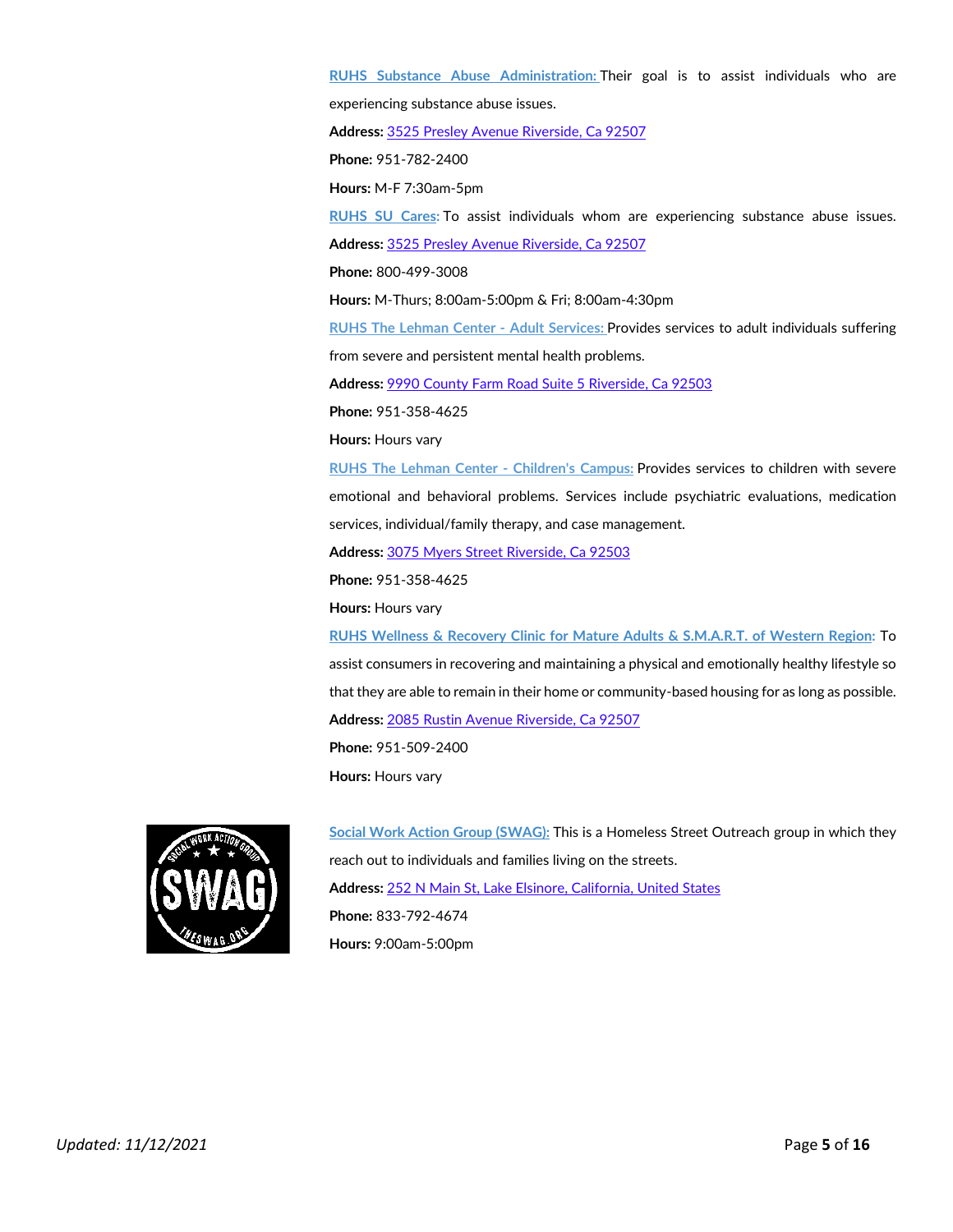**RUHS Substance Abuse Administration:** Their goal is to assist individuals who are experiencing substance abuse issues.

**Address:** 3525 Presley Avenue Riverside, Ca 92507

**Phone:** 951-782-2400

**Hours:** M-F 7:30am-5pm

**RUHS SU Cares:** To assist individuals whom are experiencing substance abuse issues.

**Address:** 3525 Presley Avenue Riverside, Ca 92507

**Phone:** 800-499-3008

**Hours:** M-Thurs; 8:00am-5:00pm & Fri; 8:00am-4:30pm

**RUHS The Lehman Center - Adult Services:** Provides services to adult individuals suffering from severe and persistent mental health problems.

**Address:** 9990 County Farm Road Suite 5 Riverside, Ca 92503

**Phone:** 951-358-4625

**Hours:** Hours vary

**RUHS The Lehman Center - Children's Campus:** Provides services to children with severe emotional and behavioral problems. Services include psychiatric evaluations, medication services, individual/family therapy, and case management.

**Address:** 3075 Myers Street Riverside, Ca 92503

**Phone:** 951-358-4625

**Hours:** Hours vary

**RUHS Wellness & Recovery Clinic for Mature Adults & S.M.A.R.T. of Western Region:** To assist consumers in recovering and maintaining a physical and emotionally healthy lifestyle so that they are able to remain in their home or community-based housing for as long as possible.

**Address:** 2085 Rustin Avenue Riverside, Ca 92507

**Phone:** 951-509-2400

**Hours:** Hours vary

**Social Work Action Group (SWAG):** This is a Homeless Street Outreach group in which they reach out to individuals and families living on the streets.

**Address:** 252 N Main St, Lake Elsinore, California, United States

**Phone:** 833-792-4674

**Hours:** 9:00am-5:00pm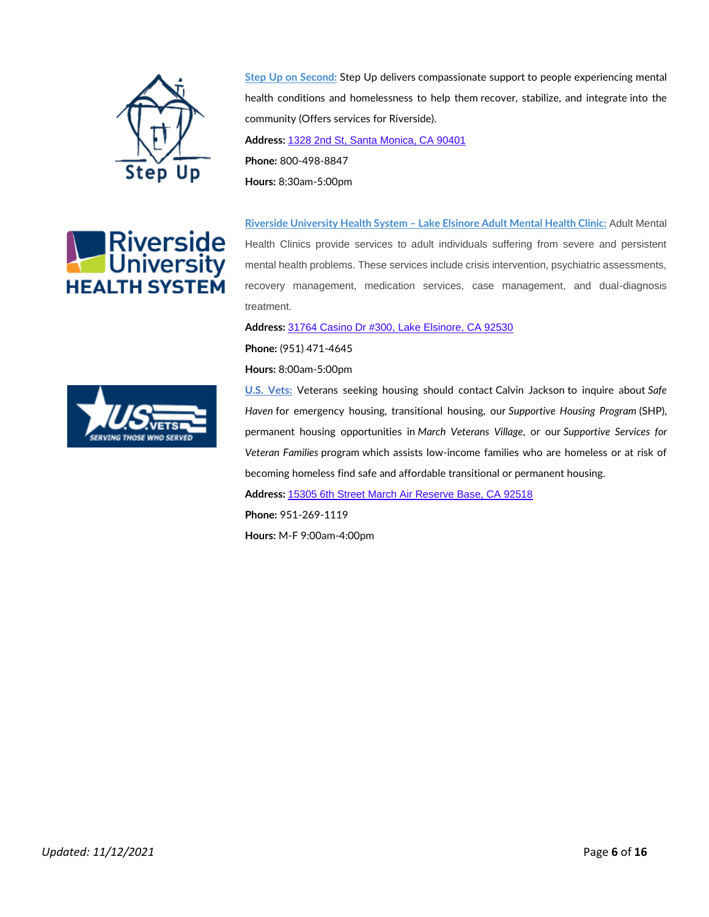**Step Up on Second:** Step Up delivers compassionate support to people experiencing mental health conditions and homelessness to help them recover, stabilize, and integrate into the community (Offers services for Riverside).

**Address:** 1328 2nd St, Santa Monica, CA 90401

**Phone:** 800-498-8847

**Hours:** 8:30am-5:00pm

**Riverside University Health System – Lake Elsinore Adult Mental Health Clinic:** Adult Mental Health Clinics provide services to adult individuals suffering from severe and persistent mental health problems. These services include crisis intervention, psychiatric assessments, recovery management, medication services, case management, and dual-diagnosis treatment.

**Address:** 31764 Casino Dr #300, Lake Elsinore, CA 92530

**Phone:** (951) 471-4645

**Hours:** 8:00am-5:00pm

**U.S. Vets:** Veterans seeking housing should contact Calvin Jackson to inquire about *Safe Haven* for emergency housing, transitional housing, our *Supportive Housing Program* (SHP), permanent housing opportunities in *March Veterans Village*, or our *Supportive Services for Veteran Families* program which assists low-income families who are homeless or at risk of becoming homeless find safe and affordable transitional or permanent housing.

**Address:** 15305 6th Street March Air Reserve Base, CA 92518

**Phone:** 951-269-1119

**Hours:** M-F 9:00am-4:00pm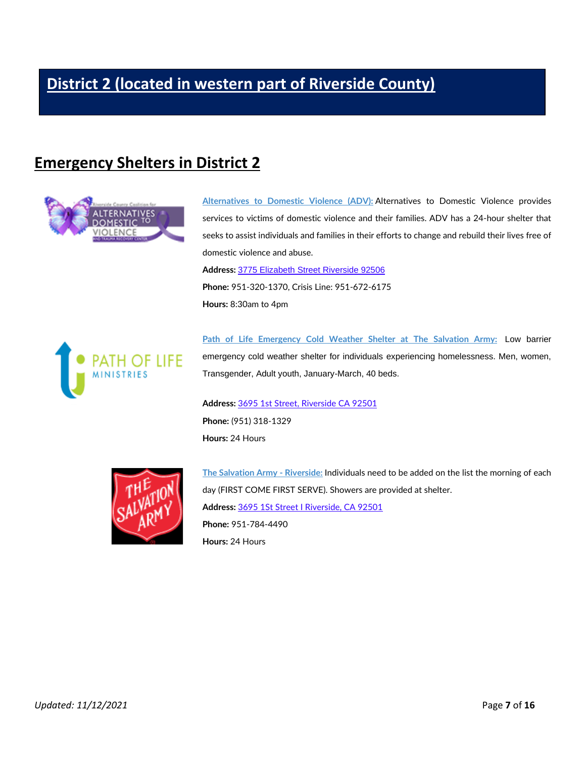# District 2 (located in western part of Riverside County)

## Emergency Shelters in District 2

**Alternatives to Domestic Violence (ADV):** Alternatives to Domestic Violence provides services to victims of domestic violence and their families. ADV has a 24-hour shelter that seeks to assist individuals and families in their efforts to change and rebuild their lives free of domestic violence and abuse.

**Address:** 3775 Elizabeth Street Riverside 92506

**Phone:** 951-320-1370, Crisis Line: 951-672-6175

**Hours:** 8:30am to 4pm

**Path of Life Emergency Cold Weather Shelter at The Salvation Army:** Low barrier emergency cold weather shelter for individuals experiencing homelessness. Men, women, Transgender, Adult youth, January-March, 40 beds.

**Address:** 3695 1st Street, Riverside CA 92501

**Phone:** (951) 318-1329

**Hours:** 24 Hours

**The Salvation Army - Riverside:** Individuals need to be added on the list the morning of each day (FIRST COME FIRST SERVE). Showers are provided at shelter.

**Address:** 3695 1St Street I Riverside, CA 92501

**Phone:** 951-784-4490

**Hours:** 24 Hours

*Updated: 11/12/2021*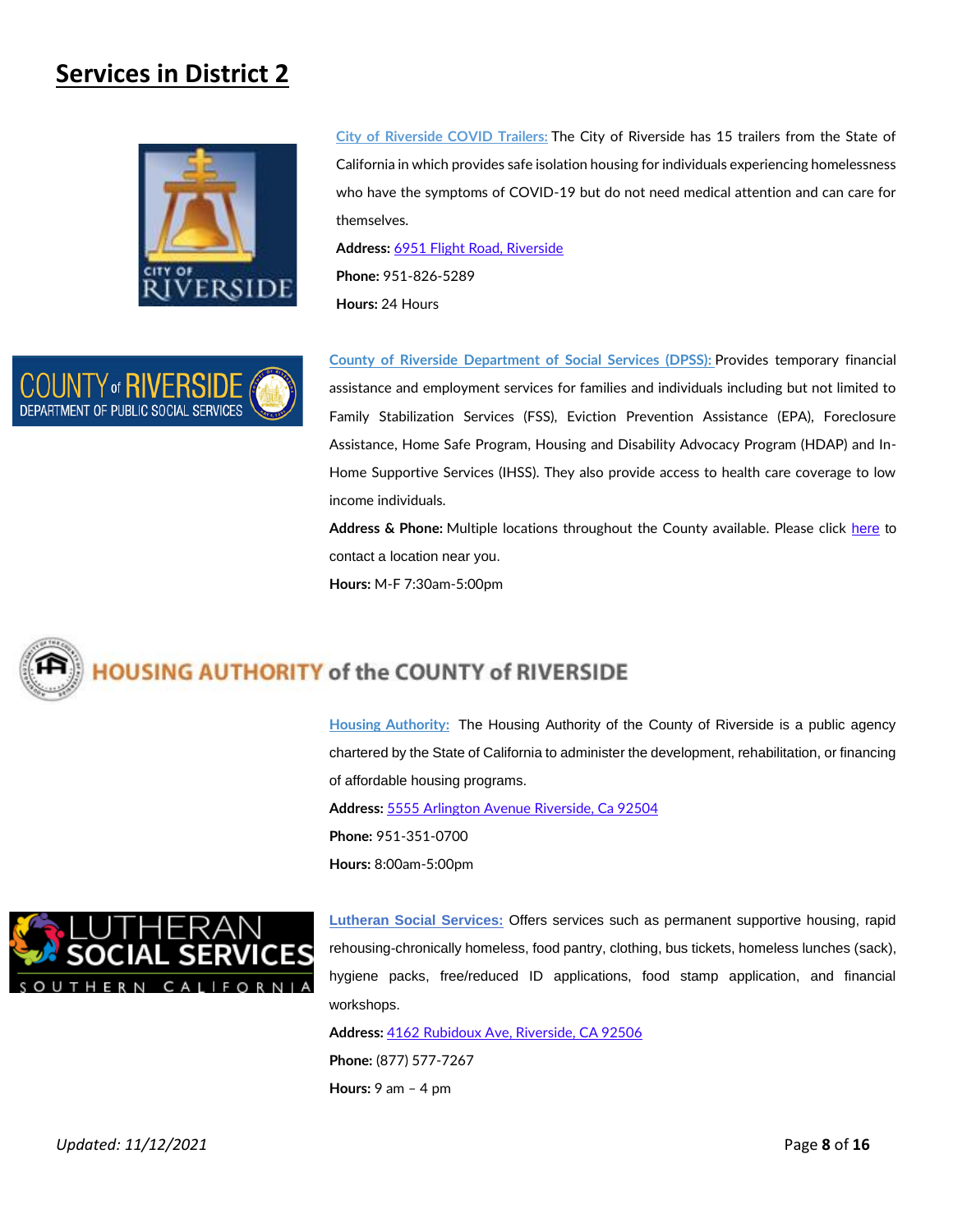## Services in District 2

**City of Riverside COVID Trailers:** The City of Riverside has 15 trailers from the State of California in which provides safe isolation housing for individuals experiencing homelessness who have the symptoms of COVID-19 but do not need medical attention and can care for themselves.

**Address:** 6951 Flight Road, Riverside

**Phone:** 951-826-5289

**Hours:** 24 Hours

**County of Riverside Department of Social Services (DPSS):** Provides temporary financial assistance and employment services for families and individuals including but not limited to Family Stabilization Services (FSS), Eviction Prevention Assistance (EPA), Foreclosure Assistance, Home Safe Program, Housing and Disability Advocacy Program (HDAP) and In-Home Supportive Services (IHSS). They also provide access to health care coverage to low income individuals.

**Address & Phone:** Multiple locations throughout the County available. Please click here to contact a location near you.

**Hours:** M-F 7:30am-5:00pm

**Housing Authority:** The Housing Authority of the County of Riverside is a public agency chartered by the State of California to administer the development, rehabilitation, or financing of affordable housing programs.

**Address:** 5555 Arlington Avenue Riverside, Ca 92504

**Phone:** 951-351-0700

**Hours:** 8:00am-5:00pm

**Lutheran Social Services:** Offers services such as permanent supportive housing, rapid rehousing-chronically homeless, food pantry, clothing, bus tickets, homeless lunches (sack), hygiene packs, free/reduced ID applications, food stamp application, and financial workshops.

**Address:** 4162 Rubidoux Ave, Riverside, CA 92506

**Phone:** (877) 577-7267

**Hours:** 9 am – 4 pm

*Updated: 11/12/2021*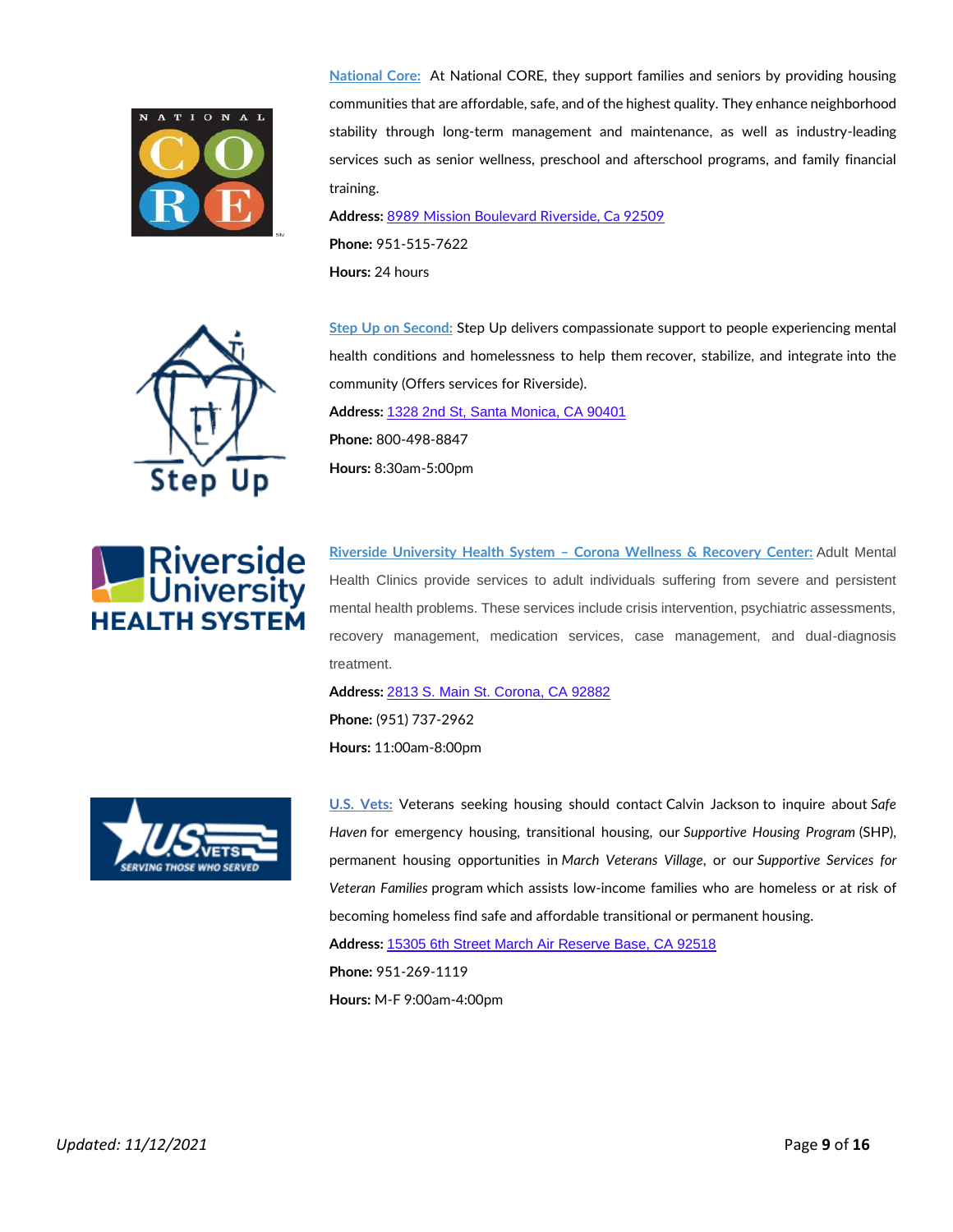**National Core:** At National CORE, they support families and seniors by providing housing communities that are affordable, safe, and of the highest quality. They enhance neighborhood stability through long-term management and maintenance, as well as industry-leading services such as senior wellness, preschool and afterschool programs, and family financial training.

**Address:** 8989 Mission Boulevard Riverside, Ca 92509

**Phone:** 951-515-7622

**Hours:** 24 hours

**Step Up on Second:** Step Up delivers compassionate support to people experiencing mental health conditions and homelessness to help them recover, stabilize, and integrate into the community (Offers services for Riverside).

**Address:** 1328 2nd St, Santa Monica, CA 90401

**Phone:** 800-498-8847

**Hours:** 8:30am-5:00pm

**Riverside University Health System – Corona Wellness & Recovery Center:** Adult Mental Health Clinics provide services to adult individuals suffering from severe and persistent mental health problems. These services include crisis intervention, psychiatric assessments, recovery management, medication services, case management, and dual-diagnosis treatment.

**Address:** 2813 S. Main St. Corona, CA 92882

**Phone:** (951) 737-2962

**Hours:** 11:00am-8:00pm

**U.S. Vets:** Veterans seeking housing should contact Calvin Jackson to inquire about *Safe Haven* for emergency housing, transitional housing, our *Supportive Housing Program* (SHP), permanent housing opportunities in *March Veterans Village*, or our *Supportive Services for Veteran Families* program which assists low-income families who are homeless or at risk of becoming homeless find safe and affordable transitional or permanent housing.

**Address:** 15305 6th Street March Air Reserve Base, CA 92518

**Phone:** 951-269-1119

**Hours:** M-F 9:00am-4:00pm

*Updated: 11/12/2021*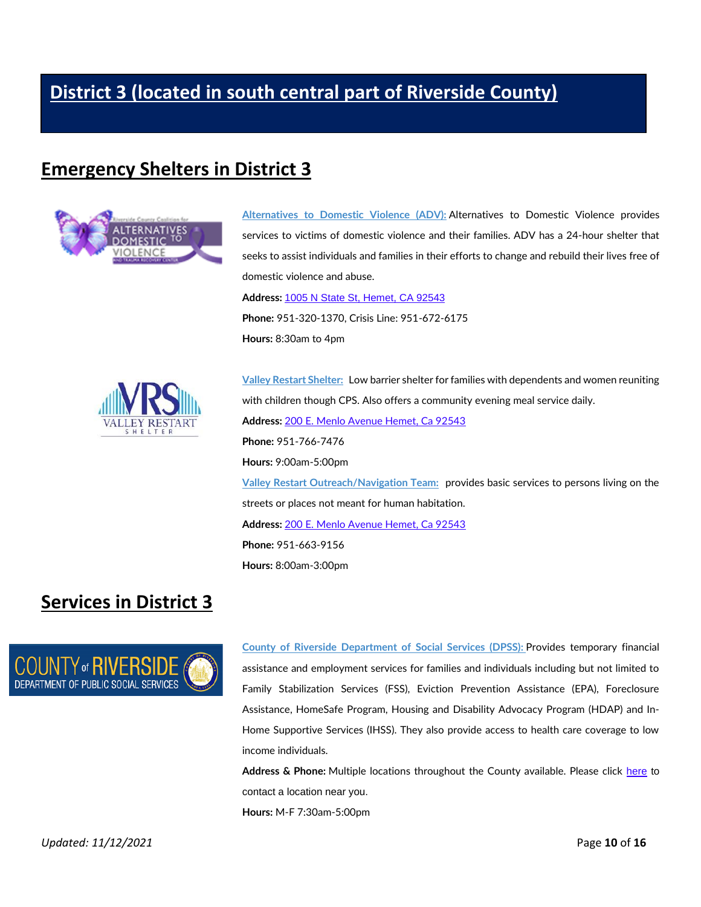# District 3 (located in south central part of Riverside County)

## Emergency Shelters in District 3

**Alternatives to Domestic Violence (ADV):** Alternatives to Domestic Violence provides services to victims of domestic violence and their families. ADV has a 24-hour shelter that seeks to assist individuals and families in their efforts to change and rebuild their lives free of domestic violence and abuse.

**Address:** 1005 N State St, Hemet, CA 92543

**Phone:** 951-320-1370, Crisis Line: 951-672-6175

**Hours:** 8:30am to 4pm

**Valley Restart Shelter:** Low barrier shelter for families with dependents and women reuniting with children though CPS. Also offers a community evening meal service daily.

**Address:** 200 E. Menlo Avenue Hemet, Ca 92543

**Phone:** 951-766-7476

**Hours:** 9:00am-5:00pm

**Valley Restart Outreach/Navigation Team:** provides basic services to persons living on the streets or places not meant for human habitation.

**Address:** 200 E. Menlo Avenue Hemet, Ca 92543

**Phone:** 951-663-9156

**Hours:** 8:00am-3:00pm

## Services in District 3

**County of Riverside Department of Social Services (DPSS):** Provides temporary financial assistance and employment services for families and individuals including but not limited to Family Stabilization Services (FSS), Eviction Prevention Assistance (EPA), Foreclosure Assistance, HomeSafe Program, Housing and Disability Advocacy Program (HDAP) and In-Home Supportive Services (IHSS). They also provide access to health care coverage to low income individuals.

**Address & Phone:** Multiple locations throughout the County available. Please click here to contact a location near you.

**Hours:** M-F 7:30am-5:00pm

*Updated: 11/12/2021*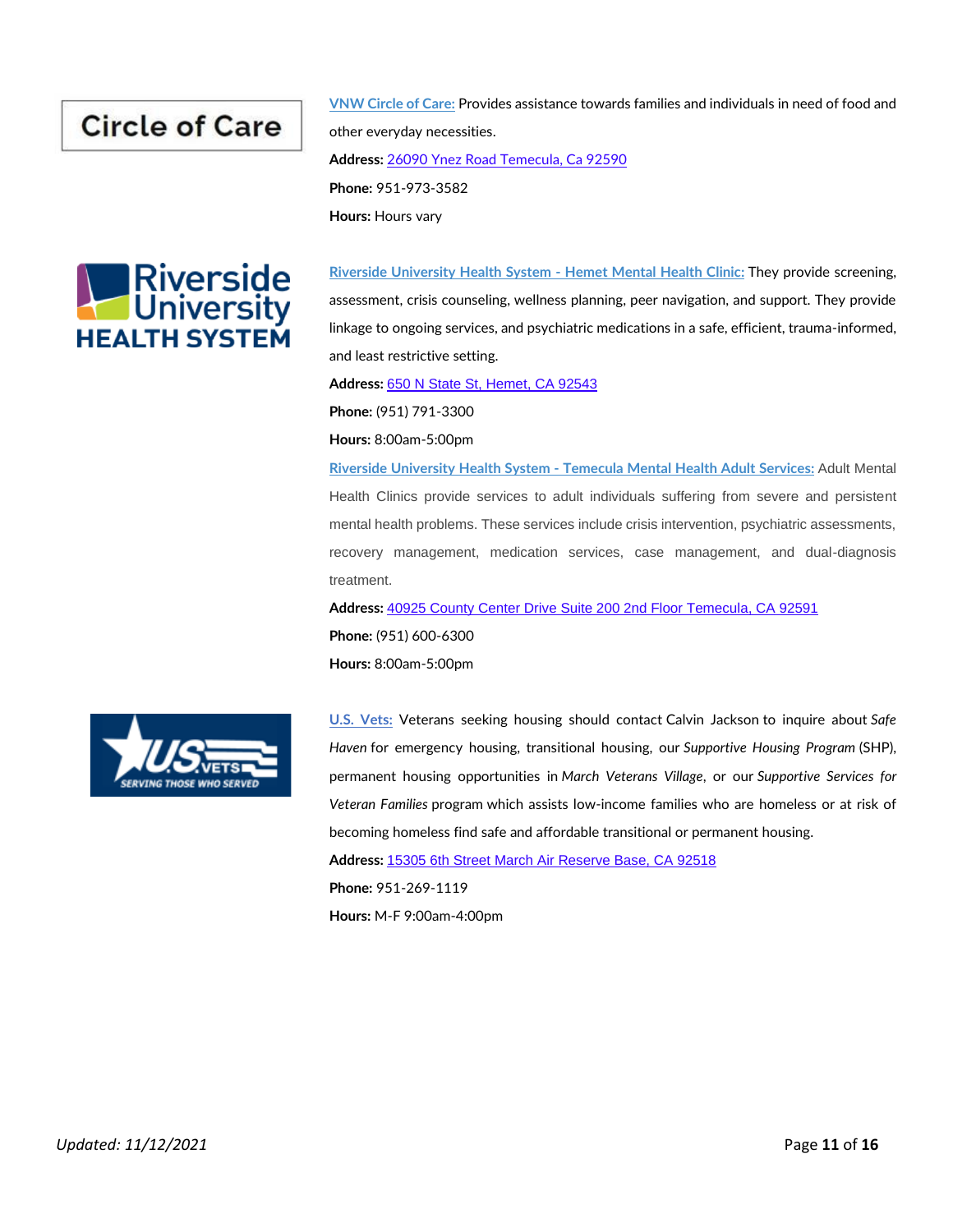**VNW Circle of Care:** Provides assistance towards families and individuals in need of food and other everyday necessities.

**Address:** 26090 Ynez Road Temecula, Ca 92590

**Phone:** 951-973-3582

**Hours:** Hours vary

**Riverside University Health System - Hemet Mental Health Clinic:** They provide screening, assessment, crisis counseling, wellness planning, peer navigation, and support. They provide linkage to ongoing services, and psychiatric medications in a safe, efficient, trauma-informed, and least restrictive setting.

**Address:** 650 N State St, Hemet, CA 92543

**Phone:** (951) 791-3300

**Hours:** 8:00am-5:00pm

**Riverside University Health System - Temecula Mental Health Adult Services:** Adult Mental Health Clinics provide services to adult individuals suffering from severe and persistent mental health problems. These services include crisis intervention, psychiatric assessments, recovery management, medication services, case management, and dual-diagnosis treatment.

**Address:** 40925 County Center Drive Suite 200 2nd Floor Temecula, CA 92591

**Phone:** (951) 600-6300

**Hours:** 8:00am-5:00pm

**U.S. Vets:** Veterans seeking housing should contact Calvin Jackson to inquire about *Safe Haven* for emergency housing, transitional housing, our *Supportive Housing Program* (SHP), permanent housing opportunities in *March Veterans Village*, or our *Supportive Services for Veteran Families* program which assists low-income families who are homeless or at risk of becoming homeless find safe and affordable transitional or permanent housing.

**Address:** 15305 6th Street March Air Reserve Base, CA 92518

**Phone:** 951-269-1119

**Hours:** M-F 9:00am-4:00pm

*Updated: 11/12/2021*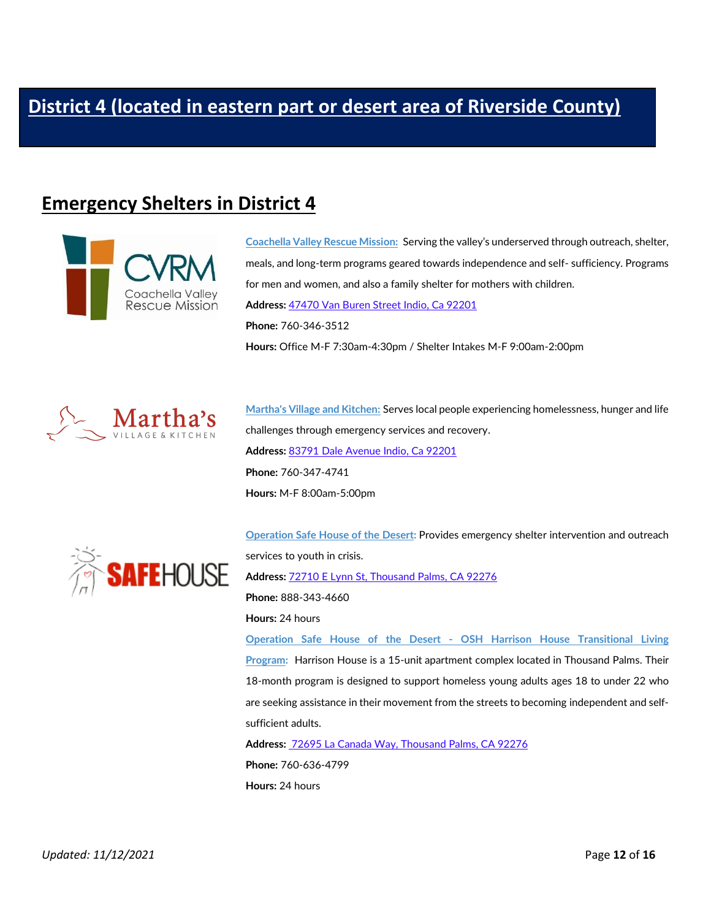# District 4 (located in eastern part or desert area of Riverside County)

## Emergency Shelters in District 4

**Coachella Valley Rescue Mission:** Serving the valley's underserved through outreach, shelter, meals, and long-term programs geared towards independence and self- sufficiency. Programs for men and women, and also a family shelter for mothers with children.

**Address:** 47470 Van Buren Street Indio, Ca 92201

**Phone:** 760-346-3512

**Hours:** Office M-F 7:30am-4:30pm / Shelter Intakes M-F 9:00am-2:00pm

**Martha's Village and Kitchen:** Serves local people experiencing homelessness, hunger and life challenges through emergency services and recovery.

**Address:** 83791 Dale Avenue Indio, Ca 92201

**Phone:** 760-347-4741

**Hours:** M-F 8:00am-5:00pm

**Operation Safe House of the Desert:** Provides emergency shelter intervention and outreach services to youth in crisis.

**Address:** 72710 E Lynn St, Thousand Palms, CA 92276

**Phone:** 888-343-4660

**Hours:** 24 hours

**Operation Safe House of the Desert - OSH Harrison House Transitional Living Program:** Harrison House is a 15-unit apartment complex located in Thousand Palms. Their 18-month program is designed to support homeless young adults ages 18 to under 22 who are seeking assistance in their movement from the streets to becoming independent and self-sufficient adults.

**Address:** 72695 La Canada Way, Thousand Palms, CA 92276

**Phone:** 760-636-4799

**Hours:** 24 hours

*Updated: 11/12/2021*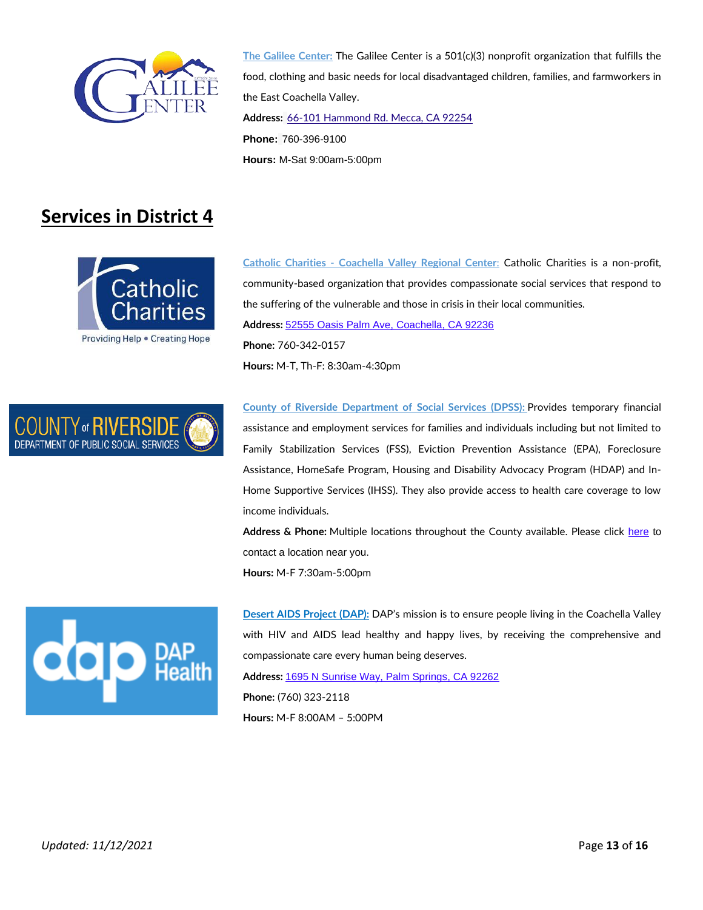**The Galilee Center:** The Galilee Center is a 501(c)(3) nonprofit organization that fulfills the food, clothing and basic needs for local disadvantaged children, families, and farmworkers in the East Coachella Valley.

**Address:** 66-101 Hammond Rd. Mecca, CA 92254

**Phone:** 760-396-9100

**Hours:** M-Sat 9:00am-5:00pm

## Services in District 4

**Catholic Charities - Coachella Valley Regional Center:** Catholic Charities is a non-profit, community-based organization that provides compassionate social services that respond to the suffering of the vulnerable and those in crisis in their local communities.

**Address:** 52555 Oasis Palm Ave, Coachella, CA 92236

**Phone:** 760-342-0157

**Hours:** M-T, Th-F: 8:30am-4:30pm

**County of Riverside Department of Social Services (DPSS):** Provides temporary financial assistance and employment services for families and individuals including but not limited to Family Stabilization Services (FSS), Eviction Prevention Assistance (EPA), Foreclosure Assistance, HomeSafe Program, Housing and Disability Advocacy Program (HDAP) and In-Home Supportive Services (IHSS). They also provide access to health care coverage to low income individuals.

**Address & Phone:** Multiple locations throughout the County available. Please click here to contact a location near you.

**Hours:** M-F 7:30am-5:00pm

**Desert AIDS Project (DAP):** DAP's mission is to ensure people living in the Coachella Valley with HIV and AIDS lead healthy and happy lives, by receiving the comprehensive and compassionate care every human being deserves.

**Address:** 1695 N Sunrise Way, Palm Springs, CA 92262

**Phone:** (760) 323-2118

**Hours:** M-F 8:00AM – 5:00PM

*Updated: 11/12/2021*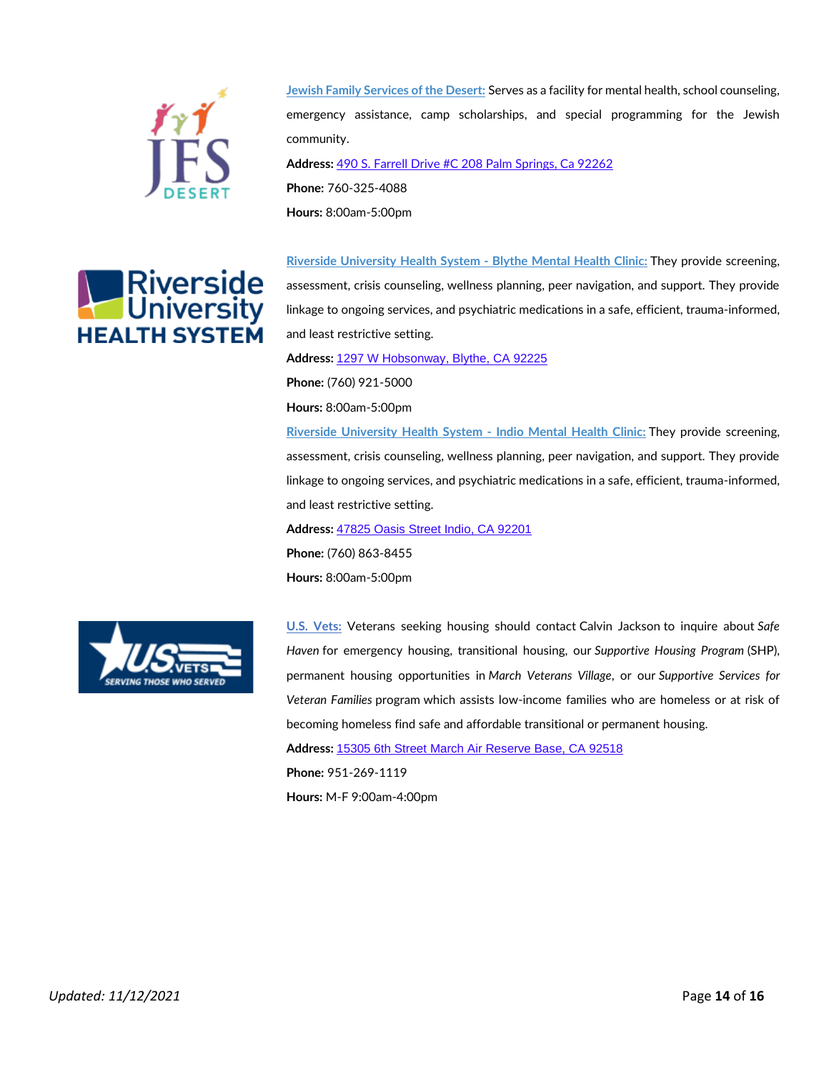**Jewish Family Services of the Desert:** Serves as a facility for mental health, school counseling, emergency assistance, camp scholarships, and special programming for the Jewish community.

**Address:** 490 S. Farrell Drive #C 208 Palm Springs, Ca 92262

**Phone:** 760-325-4088

**Hours:** 8:00am-5:00pm

**Riverside University Health System - Blythe Mental Health Clinic:** They provide screening, assessment, crisis counseling, wellness planning, peer navigation, and support. They provide linkage to ongoing services, and psychiatric medications in a safe, efficient, trauma-informed, and least restrictive setting.

**Address:** 1297 W Hobsonway, Blythe, CA 92225

**Phone:** (760) 921-5000

**Hours:** 8:00am-5:00pm

**Riverside University Health System - Indio Mental Health Clinic:** They provide screening, assessment, crisis counseling, wellness planning, peer navigation, and support. They provide linkage to ongoing services, and psychiatric medications in a safe, efficient, trauma-informed, and least restrictive setting.

**Address:** 47825 Oasis Street Indio, CA 92201

**Phone:** (760) 863-8455

**Hours:** 8:00am-5:00pm

**U.S. Vets:** Veterans seeking housing should contact Calvin Jackson to inquire about *Safe Haven* for emergency housing, transitional housing, our *Supportive Housing Program* (SHP), permanent housing opportunities in *March Veterans Village*, or our *Supportive Services for Veteran Families* program which assists low-income families who are homeless or at risk of becoming homeless find safe and affordable transitional or permanent housing.

**Address:** 15305 6th Street March Air Reserve Base, CA 92518

**Phone:** 951-269-1119

**Hours:** M-F 9:00am-4:00pm

*Updated: 11/12/2021*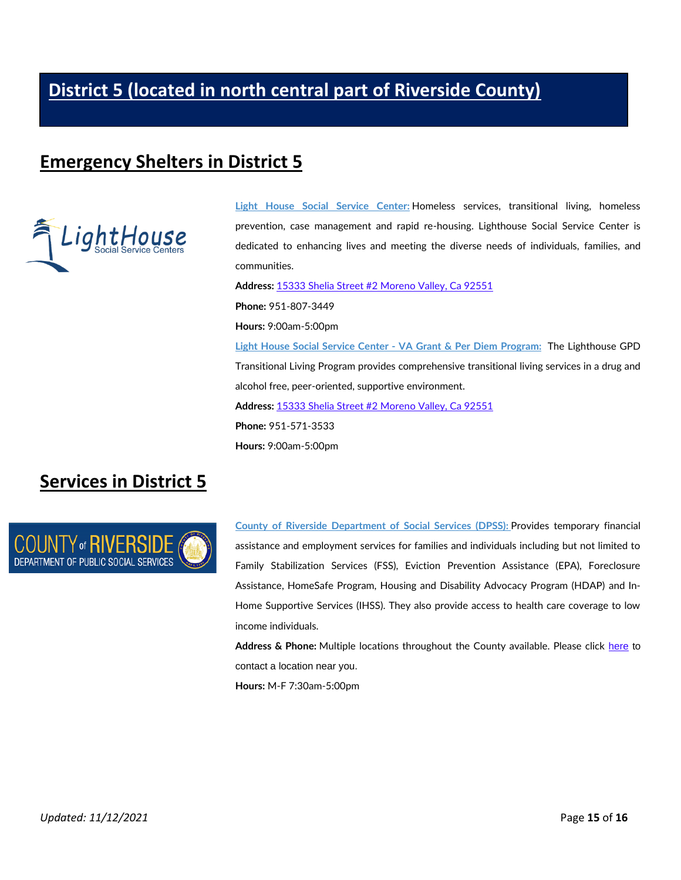# District 5 (located in north central part of Riverside County)

## Emergency Shelters in District 5

**Light House Social Service Center:** Homeless services, transitional living, homeless prevention, case management and rapid re-housing. Lighthouse Social Service Center is dedicated to enhancing lives and meeting the diverse needs of individuals, families, and communities.

**Address:** 15333 Shelia Street #2 Moreno Valley, Ca 92551

**Phone:** 951-807-3449

**Hours:** 9:00am-5:00pm

**Light House Social Service Center - VA Grant & Per Diem Program:** The Lighthouse GPD Transitional Living Program provides comprehensive transitional living services in a drug and alcohol free, peer-oriented, supportive environment.

**Address:** 15333 Shelia Street #2 Moreno Valley, Ca 92551

**Phone:** 951-571-3533

**Hours:** 9:00am-5:00pm

## Services in District 5

**County of Riverside Department of Social Services (DPSS):** Provides temporary financial assistance and employment services for families and individuals including but not limited to Family Stabilization Services (FSS), Eviction Prevention Assistance (EPA), Foreclosure Assistance, HomeSafe Program, Housing and Disability Advocacy Program (HDAP) and In-Home Supportive Services (IHSS). They also provide access to health care coverage to low income individuals.

**Address & Phone:** Multiple locations throughout the County available. Please click here to contact a location near you.

**Hours:** M-F 7:30am-5:00pm

*Updated: 11/12/2021*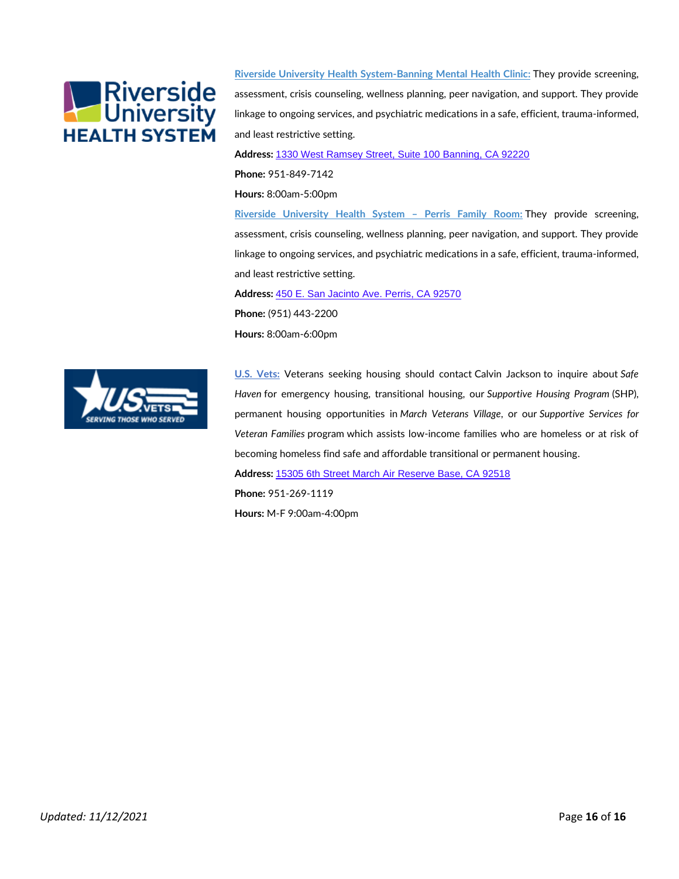**Riverside University Health System-Banning Mental Health Clinic:** They provide screening, assessment, crisis counseling, wellness planning, peer navigation, and support. They provide linkage to ongoing services, and psychiatric medications in a safe, efficient, trauma-informed, and least restrictive setting.

**Address:** 1330 West Ramsey Street, Suite 100 Banning, CA 92220

**Phone:** 951-849-7142

**Hours:** 8:00am-5:00pm

**Riverside University Health System – Perris Family Room:** They provide screening, assessment, crisis counseling, wellness planning, peer navigation, and support. They provide linkage to ongoing services, and psychiatric medications in a safe, efficient, trauma-informed, and least restrictive setting.

**Address:** 450 E. San Jacinto Ave. Perris, CA 92570

**Phone:** (951) 443-2200

**Hours:** 8:00am-6:00pm

**U.S. Vets:** Veterans seeking housing should contact Calvin Jackson to inquire about *Safe Haven* for emergency housing, transitional housing, our *Supportive Housing Program* (SHP), permanent housing opportunities in *March Veterans Village*, or our *Supportive Services for Veteran Families* program which assists low-income families who are homeless or at risk of becoming homeless find safe and affordable transitional or permanent housing.

**Address:** 15305 6th Street March Air Reserve Base, CA 92518

**Phone:** 951-269-1119

**Hours:** M-F 9:00am-4:00pm

*Updated: 11/12/2021*